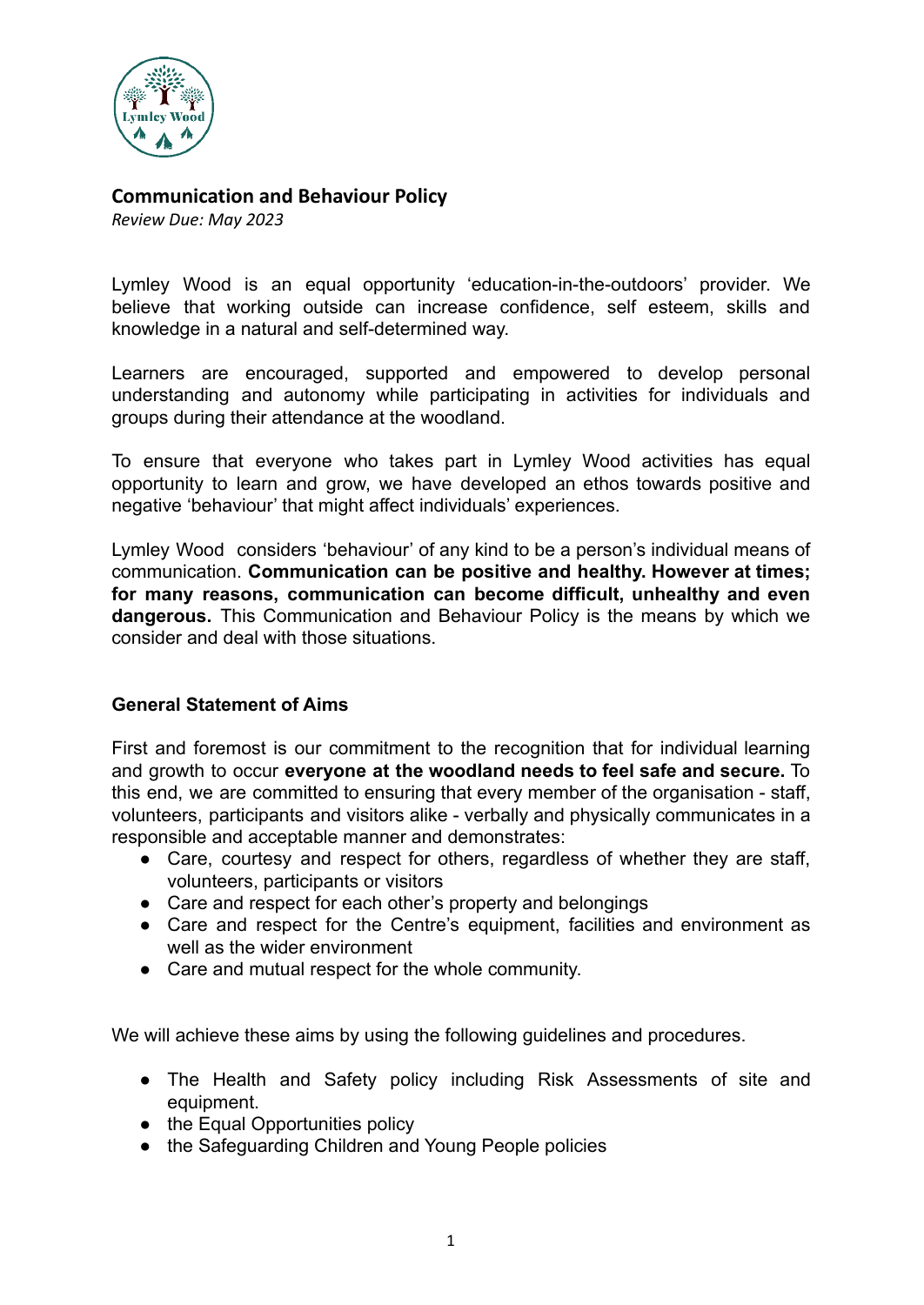## Communication and Behaviour Policy

*Review Due: May 2023*

Lymley Wood is an equal opportunity 'education-in-the-outdoors' provider. We believe that working outside can increase confidence, self esteem, skills and knowledge in a natural and self-determined way.

Learners are encouraged, supported and empowered to develop personal understanding and autonomy while participating in activities for individuals and groups during their attendance at the woodland.

To ensure that everyone who takes part in Lymley Wood activities has equal opportunity to learn and grow, we have developed an ethos towards positive and negative 'behaviour' that might affect individuals' experiences.

Lymley Wood considers 'behaviour' of any kind to be a person's individual means of communication. **Communication can be positive and healthy. However at times; for many reasons, communication can become difficult, unhealthy and even dangerous.** This Communication and Behaviour Policy is the means by which we consider and deal with those situations.

### General Statement of Aims

First and foremost is our commitment to the recognition that for individual learning and growth to occur **everyone at the woodland needs to feel safe and secure.** To this end, we are committed to ensuring that every member of the organisation - staff, volunteers, participants and visitors alike - verbally and physically communicates in a responsible and acceptable manner and demonstrates:

- Care, courtesy and respect for others, regardless of whether they are staff, volunteers, participants or visitors
- Care and respect for each other's property and belongings
- Care and respect for the Centre's equipment, facilities and environment as well as the wider environment
- Care and mutual respect for the whole community.

We will achieve these aims by using the following guidelines and procedures.

- The Health and Safety policy including Risk Assessments of site and equipment.
- the Equal Opportunities policy
- the Safeguarding Children and Young People policies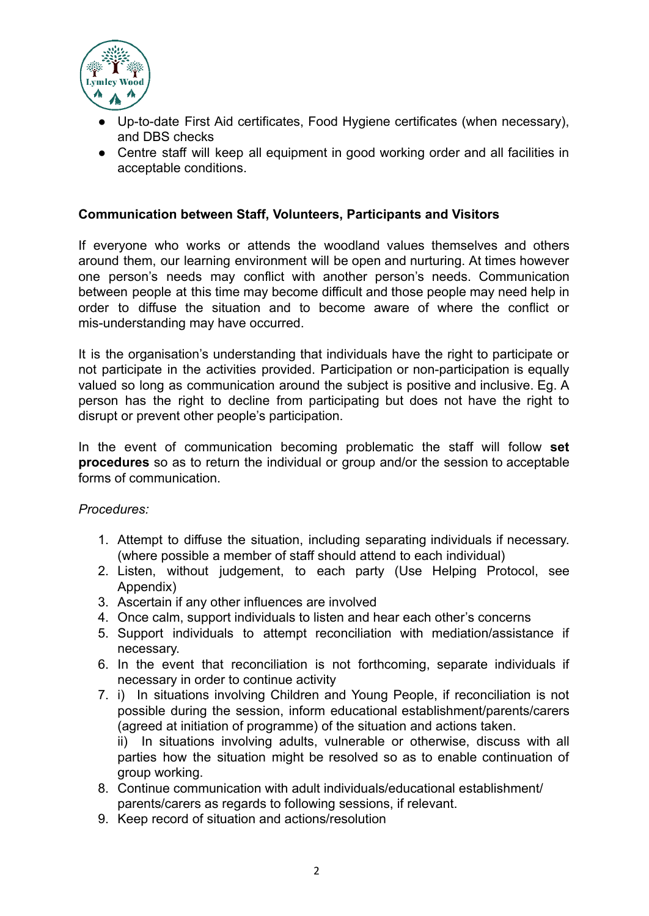- Up-to-date First Aid certificates, Food Hygiene certificates (when necessary), and DBS checks
- Centre staff will keep all equipment in good working order and all facilities in acceptable conditions.

**Communication between Staff, Volunteers, Participants and Visitors**

If everyone who works or attends the woodland values themselves and others around them, our learning environment will be open and nurturing. At times however one person's needs may conflict with another person's needs. Communication between people at this time may become difficult and those people may need help in order to diffuse the situation and to become aware of where the conflict or mis-understanding may have occurred.

It is the organisation's understanding that individuals have the right to participate or not participate in the activities provided. Participation or non-participation is equally valued so long as communication around the subject is positive and inclusive. Eg. A person has the right to decline from participating but does not have the right to disrupt or prevent other people's participation.

In the event of communication becoming problematic the staff will follow **set procedures** so as to return the individual or group and/or the session to acceptable forms of communication.

*Procedures:*

1. Attempt to diffuse the situation, including separating individuals if necessary. (where possible a member of staff should attend to each individual)
2. Listen, without judgement, to each party (Use Helping Protocol, see Appendix)
3. Ascertain if any other influences are involved
4. Once calm, support individuals to listen and hear each other's concerns
5. Support individuals to attempt reconciliation with mediation/assistance if necessary.
6. In the event that reconciliation is not forthcoming, separate individuals if necessary in order to continue activity
7. i) In situations involving Children and Young People, if reconciliation is not possible during the session, inform educational establishment/parents/carers (agreed at initiation of programme) of the situation and actions taken.
   ii) In situations involving adults, vulnerable or otherwise, discuss with all parties how the situation might be resolved so as to enable continuation of group working.
8. Continue communication with adult individuals/educational establishment/ parents/carers as regards to following sessions, if relevant.
9. Keep record of situation and actions/resolution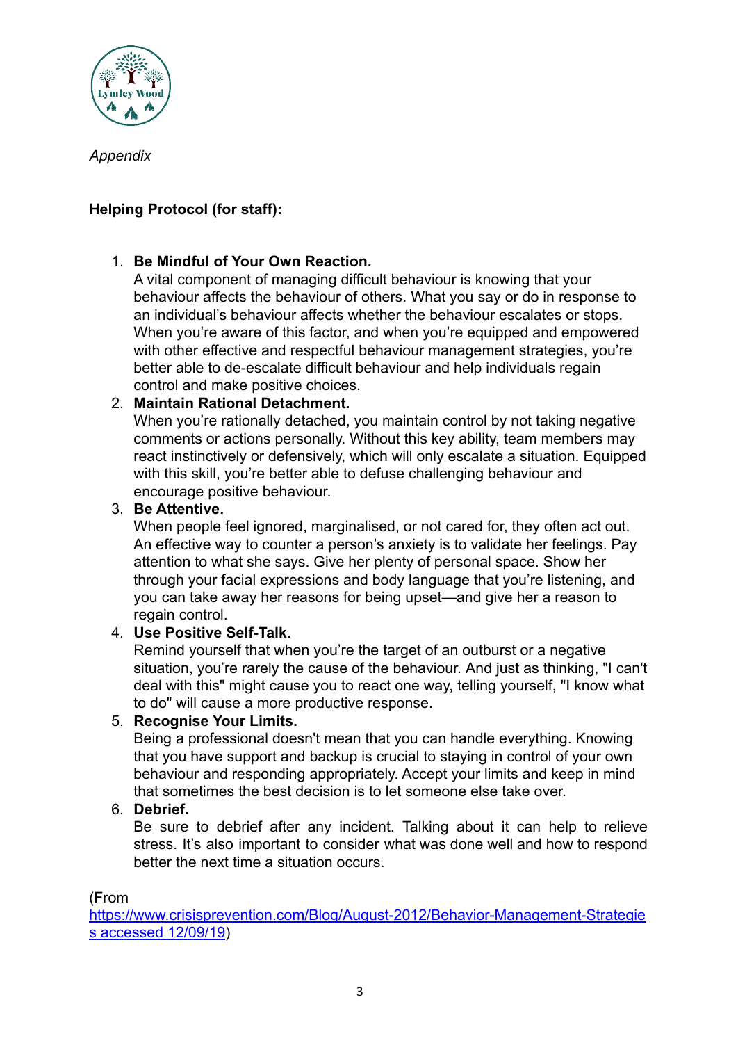*Appendix*

**Helping Protocol (for staff):**

1. **Be Mindful of Your Own Reaction.**
   A vital component of managing difficult behaviour is knowing that your behaviour affects the behaviour of others. What you say or do in response to an individual's behaviour affects whether the behaviour escalates or stops. When you're aware of this factor, and when you're equipped and empowered with other effective and respectful behaviour management strategies, you're better able to de-escalate difficult behaviour and help individuals regain control and make positive choices.
2. **Maintain Rational Detachment.**
   When you're rationally detached, you maintain control by not taking negative comments or actions personally. Without this key ability, team members may react instinctively or defensively, which will only escalate a situation. Equipped with this skill, you're better able to defuse challenging behaviour and encourage positive behaviour.
3. **Be Attentive.**
   When people feel ignored, marginalised, or not cared for, they often act out. An effective way to counter a person's anxiety is to validate her feelings. Pay attention to what she says. Give her plenty of personal space. Show her through your facial expressions and body language that you're listening, and you can take away her reasons for being upset—and give her a reason to regain control.
4. **Use Positive Self-Talk.**
   Remind yourself that when you're the target of an outburst or a negative situation, you're rarely the cause of the behaviour. And just as thinking, "I can't deal with this" might cause you to react one way, telling yourself, "I know what to do" will cause a more productive response.
5. **Recognise Your Limits.**
   Being a professional doesn't mean that you can handle everything. Knowing that you have support and backup is crucial to staying in control of your own behaviour and responding appropriately. Accept your limits and keep in mind that sometimes the best decision is to let someone else take over.
6. **Debrief.**
   Be sure to debrief after any incident. Talking about it can help to relieve stress. It's also important to consider what was done well and how to respond better the next time a situation occurs.

(From https://www.crisisprevention.com/Blog/August-2012/Behavior-Management-Strategies accessed 12/09/19)